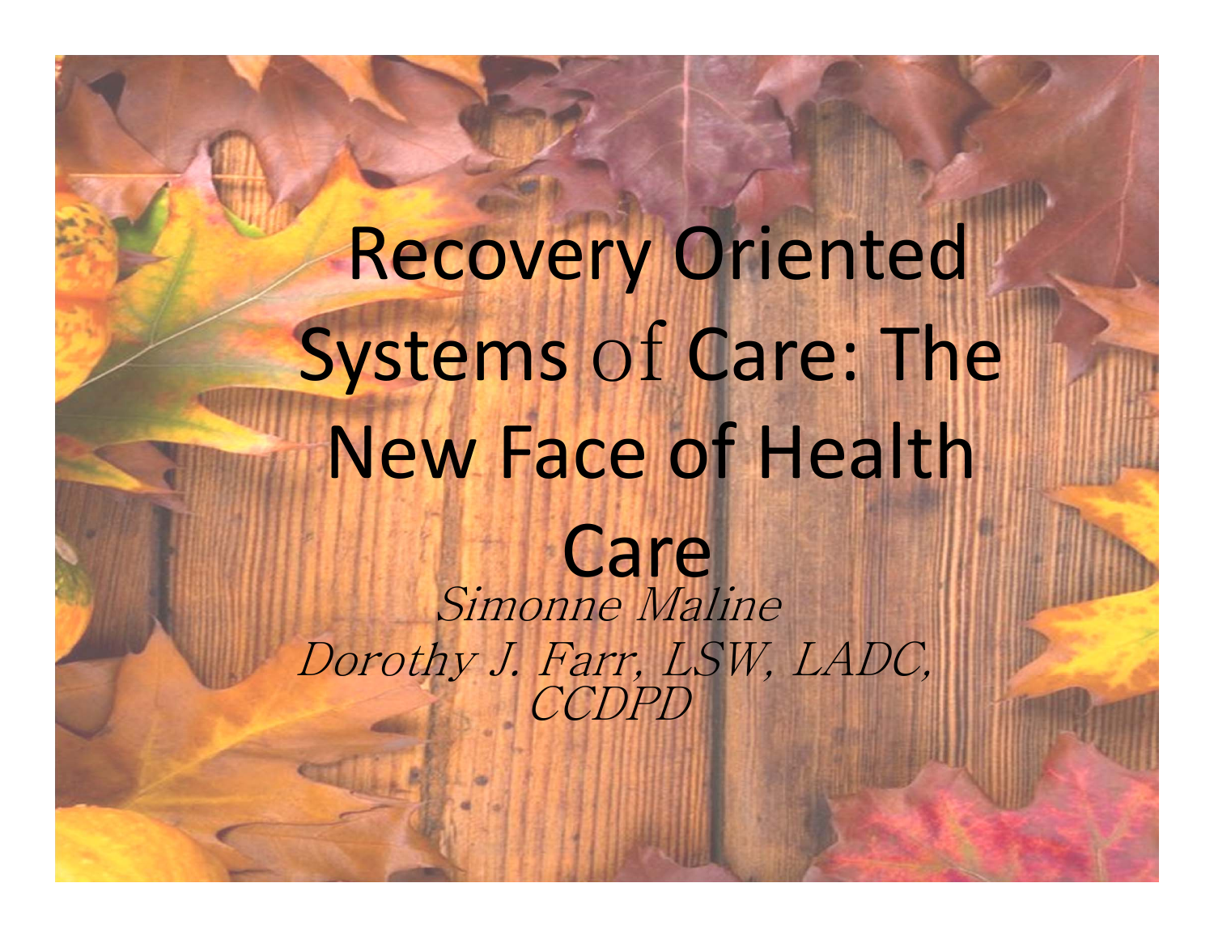# Recovery Oriented Systems of Care: The New Face of Health Care

*Simonne Maline*

*Dorothy J. Farr, LSW, LADC, CCDPD*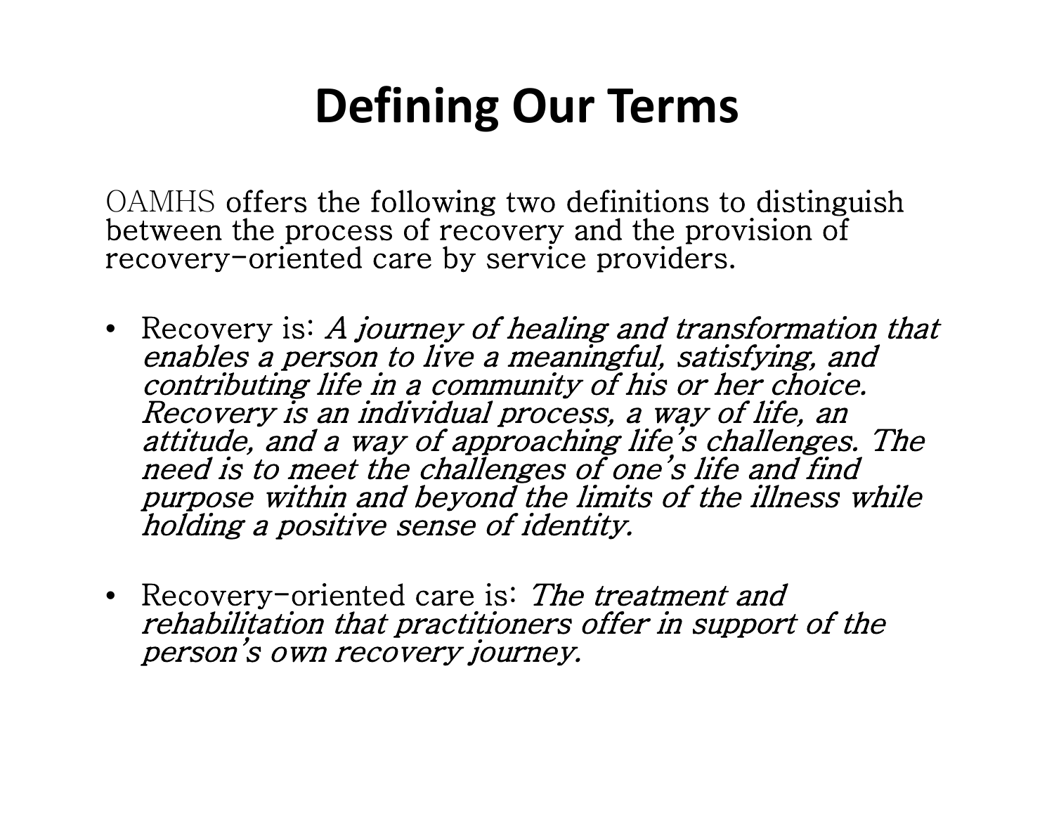# Defining Our Terms

OAMHS offers the following two definitions to distinguish between the process of recovery and the provision of recovery-oriented care by service providers.

- Recovery is: *A journey of healing and transformation that enables a person to live a meaningful, satisfying, and contributing life in a community of his or her choice. Recovery is an individual process, a way of life, an attitude, and a way of approaching life's challenges. The need is to meet the challenges of one's life and find purpose within and beyond the limits of the illness while holding a positive sense of identity.*

- Recovery-oriented care is: *The treatment and rehabilitation that practitioners offer in support of the person's own recovery journey.*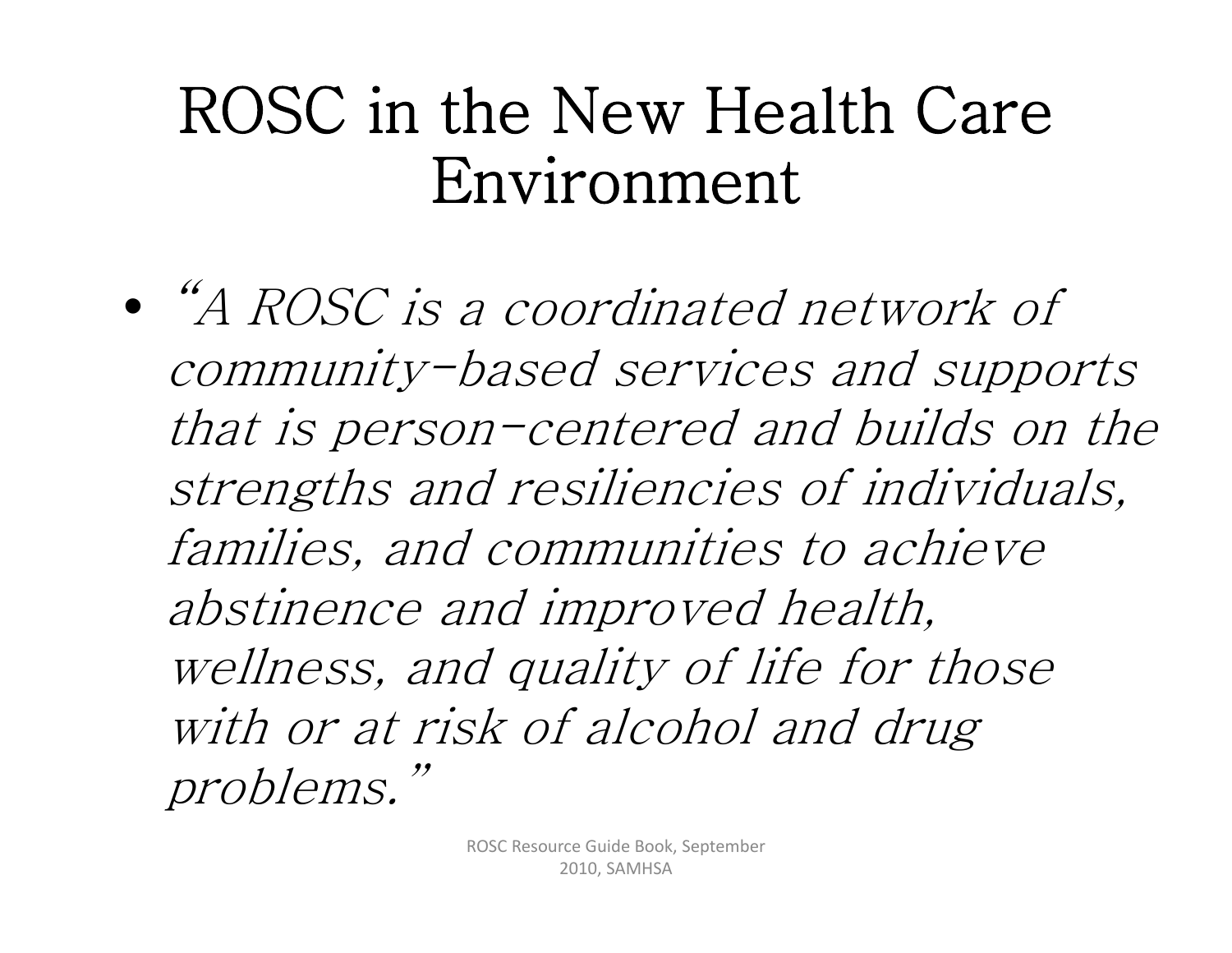# ROSC in the New Health Care Environment

- *"A ROSC is a coordinated network of community-based services and supports that is person-centered and builds on the strengths and resiliencies of individuals, families, and communities to achieve abstinence and improved health, wellness, and quality of life for those with or at risk of alcohol and drug problems."*

ROSC Resource Guide Book, September 2010, SAMHSA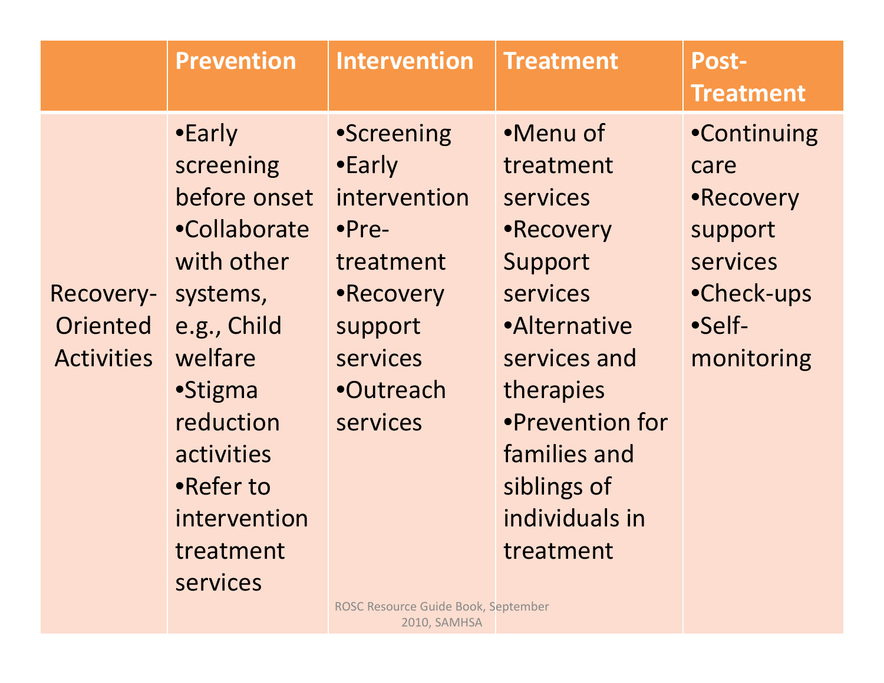| | Prevention | Intervention | Treatment | Post-Treatment |
|---|---|---|---|---|
| Recovery-Oriented Activities | •Early screening before onset<br>•Collaborate with other systems, e.g., Child welfare<br>•Stigma reduction activities<br>•Refer to intervention treatment services | •Screening<br>•Early intervention<br>•Pre-treatment<br>•Recovery support services<br>•Outreach services | •Menu of treatment services<br>•Recovery Support services<br>•Alternative services and therapies<br>•Prevention for families and siblings of individuals in treatment | •Continuing care<br>•Recovery support services<br>•Check-ups<br>•Self-monitoring |

ROSC Resource Guide Book, September 2010, SAMHSA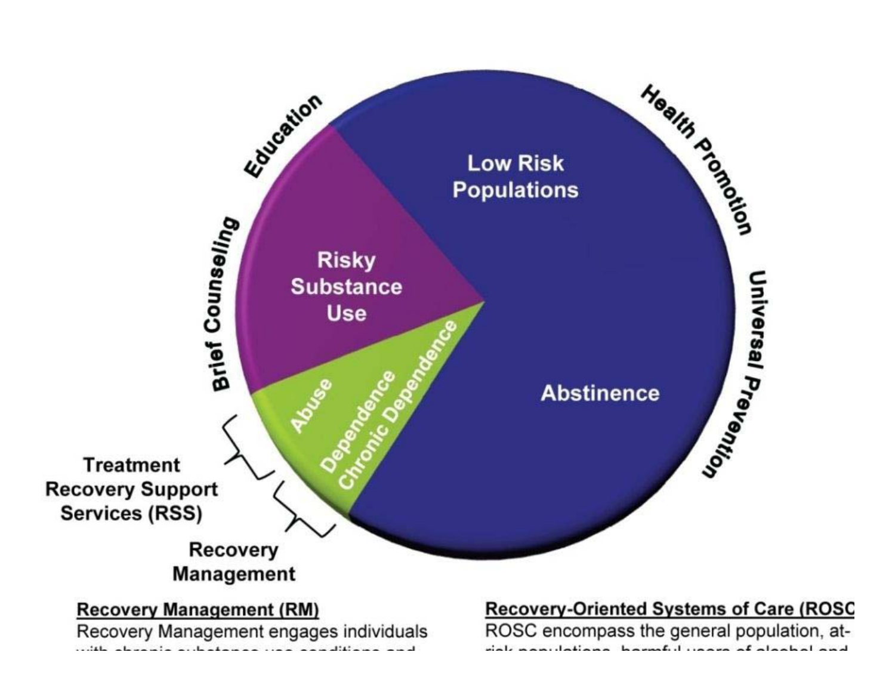Education

Health Promotion

Low Risk Populations

Risky Substance Use

Brief Counseling

Universal Prevention

Abstinence

Abuse

Dependence

Chronic Dependence

Treatment
Recovery Support Services (RSS)

Recovery Management

**Recovery Management (RM)**

Recovery Management engages individuals with chronic substance use conditions and

**Recovery-Oriented Systems of Care (ROSC**

ROSC encompass the general population, at-risk populations, harmful users of alcohol and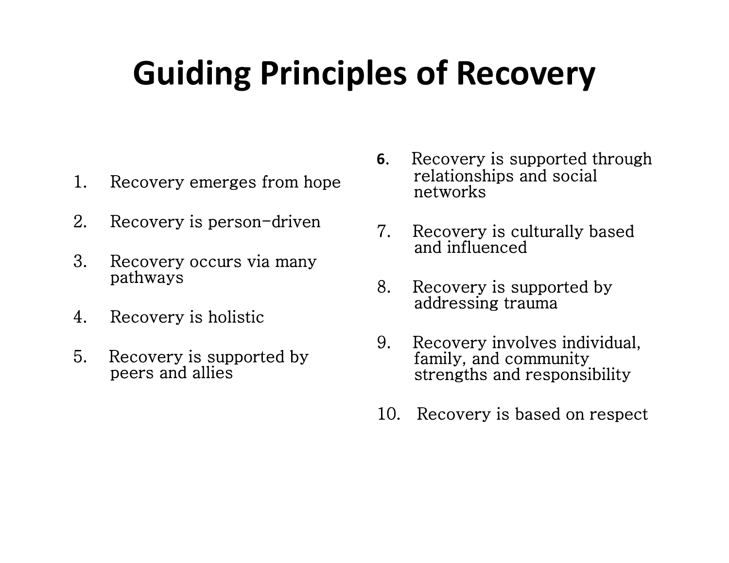# Guiding Principles of Recovery

1. Recovery emerges from hope
2. Recovery is person-driven
3. Recovery occurs via many pathways
4. Recovery is holistic
5. Recovery is supported by peers and allies
6. Recovery is supported through relationships and social networks
7. Recovery is culturally based and influenced
8. Recovery is supported by addressing trauma
9. Recovery involves individual, family, and community strengths and responsibility
10. Recovery is based on respect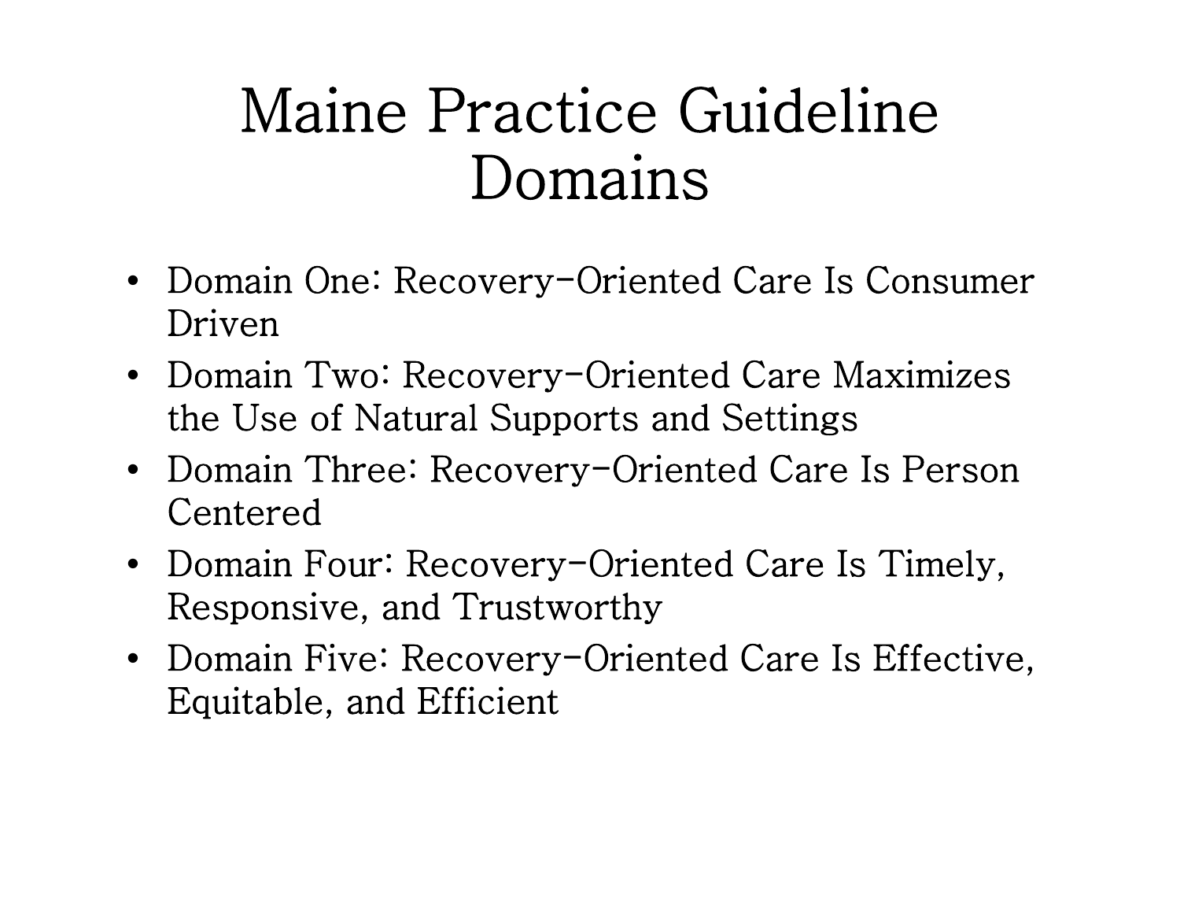# Maine Practice Guideline Domains

- Domain One: Recovery-Oriented Care Is Consumer Driven
- Domain Two: Recovery-Oriented Care Maximizes the Use of Natural Supports and Settings
- Domain Three: Recovery-Oriented Care Is Person Centered
- Domain Four: Recovery-Oriented Care Is Timely, Responsive, and Trustworthy
- Domain Five: Recovery-Oriented Care Is Effective, Equitable, and Efficient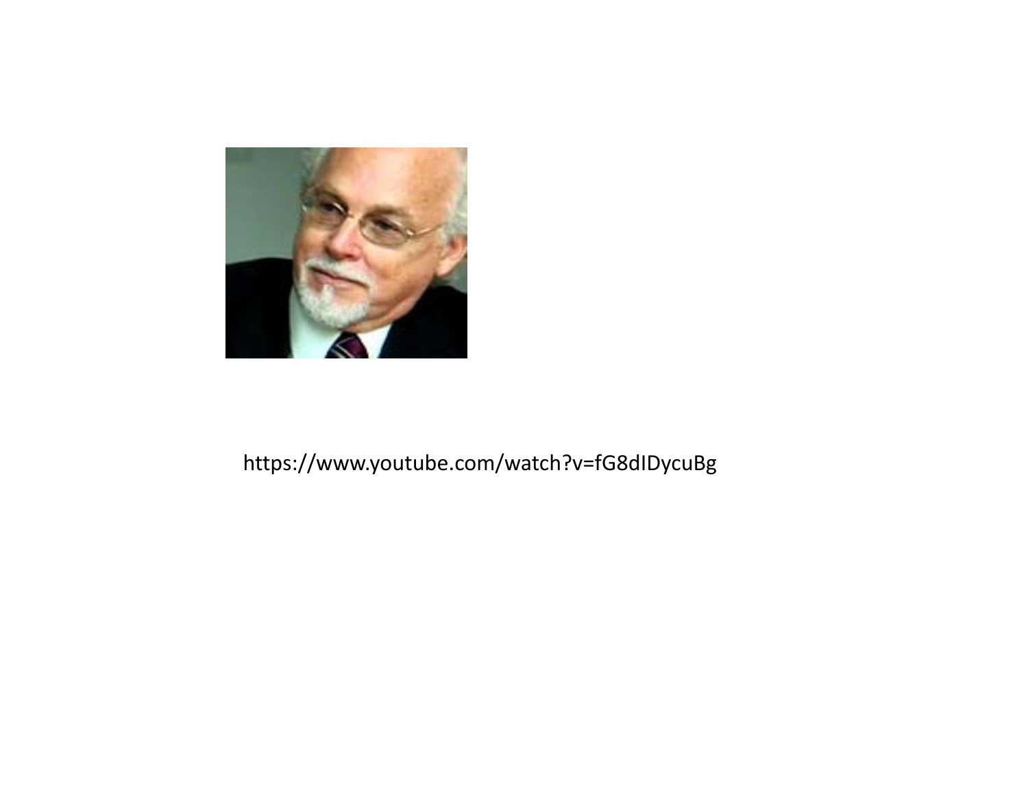https://www.youtube.com/watch?v=fG8dIDycuBg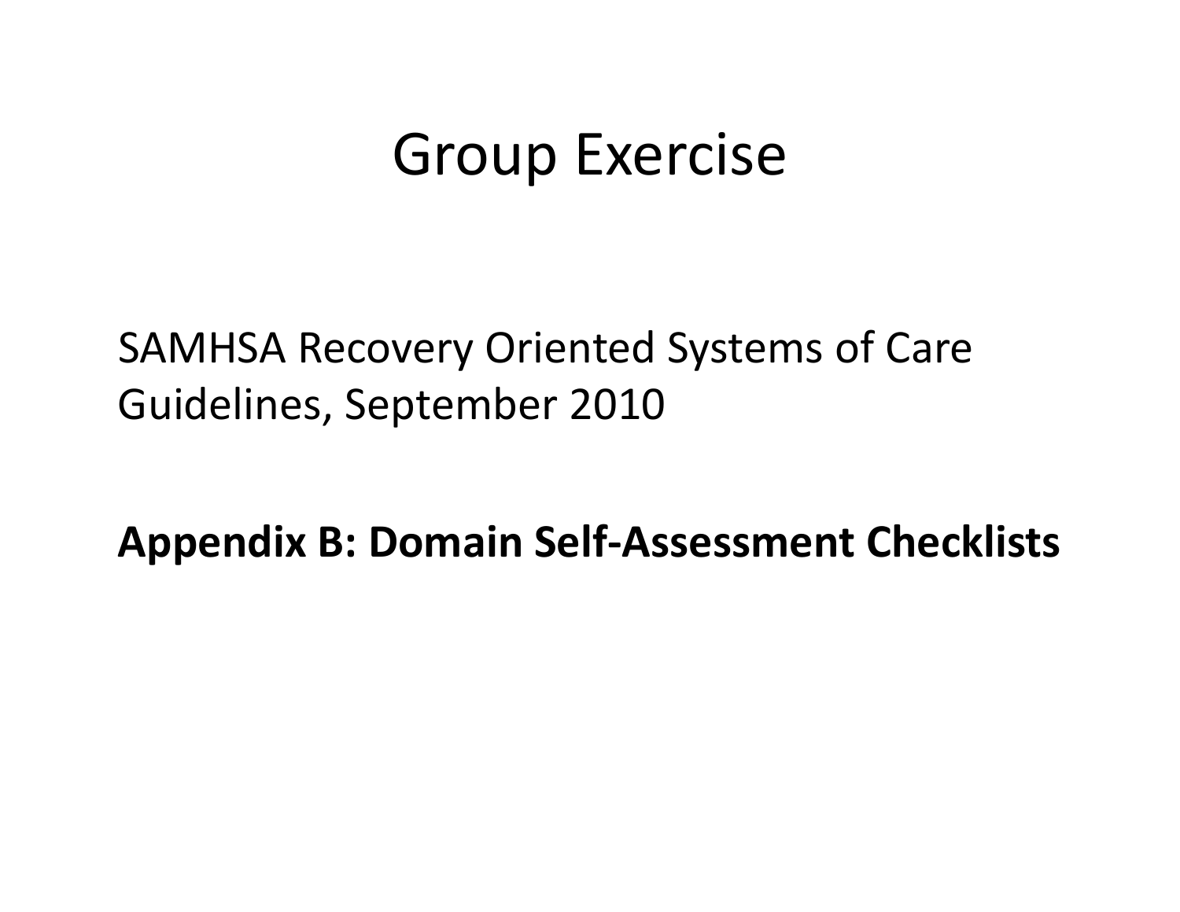# Group Exercise

SAMHSA Recovery Oriented Systems of Care Guidelines, September 2010

**Appendix B: Domain Self-Assessment Checklists**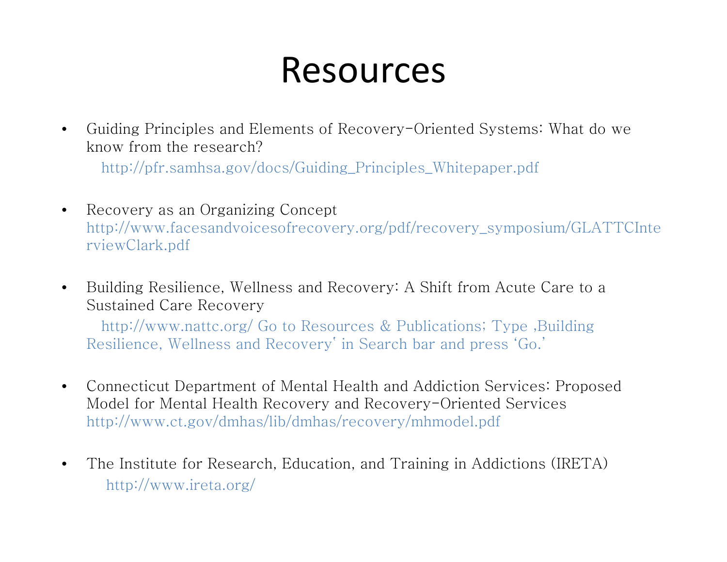# Resources

- Guiding Principles and Elements of Recovery-Oriented Systems: What do we know from the research?
  http://pfr.samhsa.gov/docs/Guiding_Principles_Whitepaper.pdf

- Recovery as an Organizing Concept
  http://www.facesandvoicesofrecovery.org/pdf/recovery_symposium/GLATTCInterviewClark.pdf

- Building Resilience, Wellness and Recovery: A Shift from Acute Care to a Sustained Care Recovery
  http://www.nattc.org/ Go to Resources & Publications; Type ,Building Resilience, Wellness and Recovery' in Search bar and press 'Go.'

- Connecticut Department of Mental Health and Addiction Services: Proposed Model for Mental Health Recovery and Recovery-Oriented Services
  http://www.ct.gov/dmhas/lib/dmhas/recovery/mhmodel.pdf

- The Institute for Research, Education, and Training in Addictions (IRETA)
  http://www.ireta.org/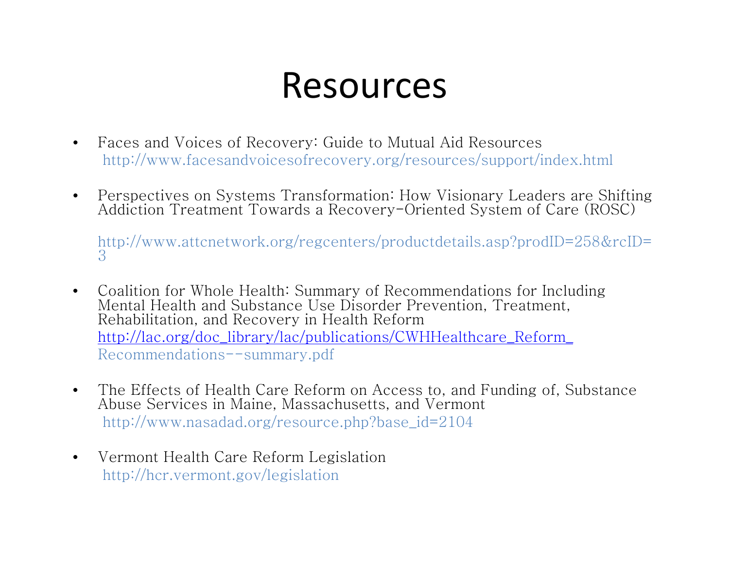# Resources

- Faces and Voices of Recovery: Guide to Mutual Aid Resources
  http://www.facesandvoicesofrecovery.org/resources/support/index.html

- Perspectives on Systems Transformation: How Visionary Leaders are Shifting Addiction Treatment Towards a Recovery-Oriented System of Care (ROSC)

  http://www.attcnetwork.org/regcenters/productdetails.asp?prodID=258&rcID=3

- Coalition for Whole Health: Summary of Recommendations for Including Mental Health and Substance Use Disorder Prevention, Treatment, Rehabilitation, and Recovery in Health Reform
  http://lac.org/doc_library/lac/publications/CWHHealthcare_Reform_Recommendations--summary.pdf

- The Effects of Health Care Reform on Access to, and Funding of, Substance Abuse Services in Maine, Massachusetts, and Vermont
  http://www.nasadad.org/resource.php?base_id=2104

- Vermont Health Care Reform Legislation
  http://hcr.vermont.gov/legislation